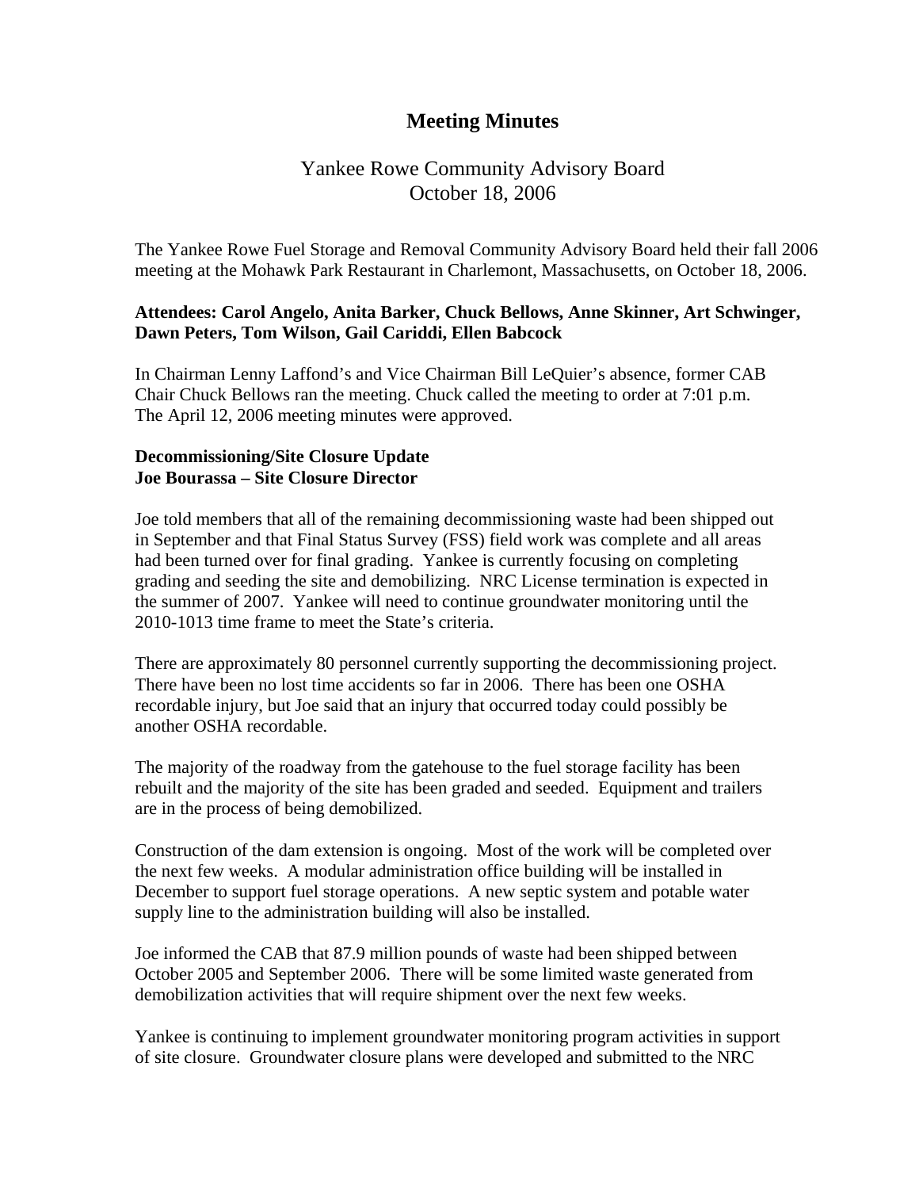# Meeting Minutes

## Yankee Rowe Community Advisory Board
## October 18, 2006

The Yankee Rowe Fuel Storage and Removal Community Advisory Board held their fall 2006 meeting at the Mohawk Park Restaurant in Charlemont, Massachusetts, on October 18, 2006.

**Attendees: Carol Angelo, Anita Barker, Chuck Bellows, Anne Skinner, Art Schwinger, Dawn Peters, Tom Wilson, Gail Cariddi, Ellen Babcock**

In Chairman Lenny Laffond's and Vice Chairman Bill LeQuier's absence, former CAB Chair Chuck Bellows ran the meeting. Chuck called the meeting to order at 7:01 p.m. The April 12, 2006 meeting minutes were approved.

**Decommissioning/Site Closure Update**
**Joe Bourassa – Site Closure Director**

Joe told members that all of the remaining decommissioning waste had been shipped out in September and that Final Status Survey (FSS) field work was complete and all areas had been turned over for final grading. Yankee is currently focusing on completing grading and seeding the site and demobilizing. NRC License termination is expected in the summer of 2007. Yankee will need to continue groundwater monitoring until the 2010-1013 time frame to meet the State's criteria.

There are approximately 80 personnel currently supporting the decommissioning project. There have been no lost time accidents so far in 2006. There has been one OSHA recordable injury, but Joe said that an injury that occurred today could possibly be another OSHA recordable.

The majority of the roadway from the gatehouse to the fuel storage facility has been rebuilt and the majority of the site has been graded and seeded. Equipment and trailers are in the process of being demobilized.

Construction of the dam extension is ongoing. Most of the work will be completed over the next few weeks. A modular administration office building will be installed in December to support fuel storage operations. A new septic system and potable water supply line to the administration building will also be installed.

Joe informed the CAB that 87.9 million pounds of waste had been shipped between October 2005 and September 2006. There will be some limited waste generated from demobilization activities that will require shipment over the next few weeks.

Yankee is continuing to implement groundwater monitoring program activities in support of site closure. Groundwater closure plans were developed and submitted to the NRC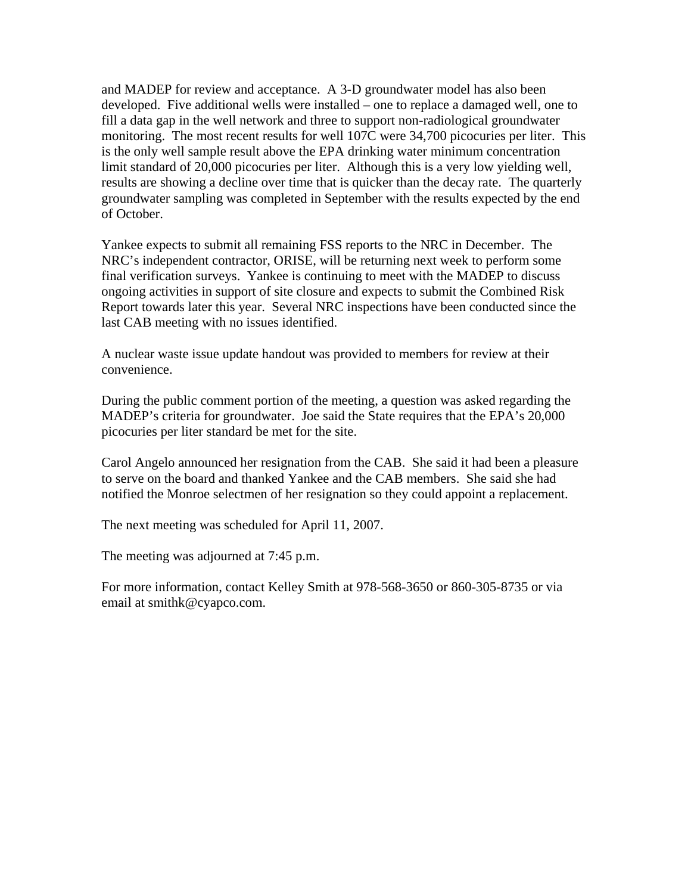and MADEP for review and acceptance. A 3-D groundwater model has also been developed. Five additional wells were installed – one to replace a damaged well, one to fill a data gap in the well network and three to support non-radiological groundwater monitoring. The most recent results for well 107C were 34,700 picocuries per liter. This is the only well sample result above the EPA drinking water minimum concentration limit standard of 20,000 picocuries per liter. Although this is a very low yielding well, results are showing a decline over time that is quicker than the decay rate. The quarterly groundwater sampling was completed in September with the results expected by the end of October.

Yankee expects to submit all remaining FSS reports to the NRC in December. The NRC's independent contractor, ORISE, will be returning next week to perform some final verification surveys. Yankee is continuing to meet with the MADEP to discuss ongoing activities in support of site closure and expects to submit the Combined Risk Report towards later this year. Several NRC inspections have been conducted since the last CAB meeting with no issues identified.

A nuclear waste issue update handout was provided to members for review at their convenience.

During the public comment portion of the meeting, a question was asked regarding the MADEP's criteria for groundwater. Joe said the State requires that the EPA's 20,000 picocuries per liter standard be met for the site.

Carol Angelo announced her resignation from the CAB. She said it had been a pleasure to serve on the board and thanked Yankee and the CAB members. She said she had notified the Monroe selectmen of her resignation so they could appoint a replacement.

The next meeting was scheduled for April 11, 2007.

The meeting was adjourned at 7:45 p.m.

For more information, contact Kelley Smith at 978-568-3650 or 860-305-8735 or via email at smithk@cyapco.com.